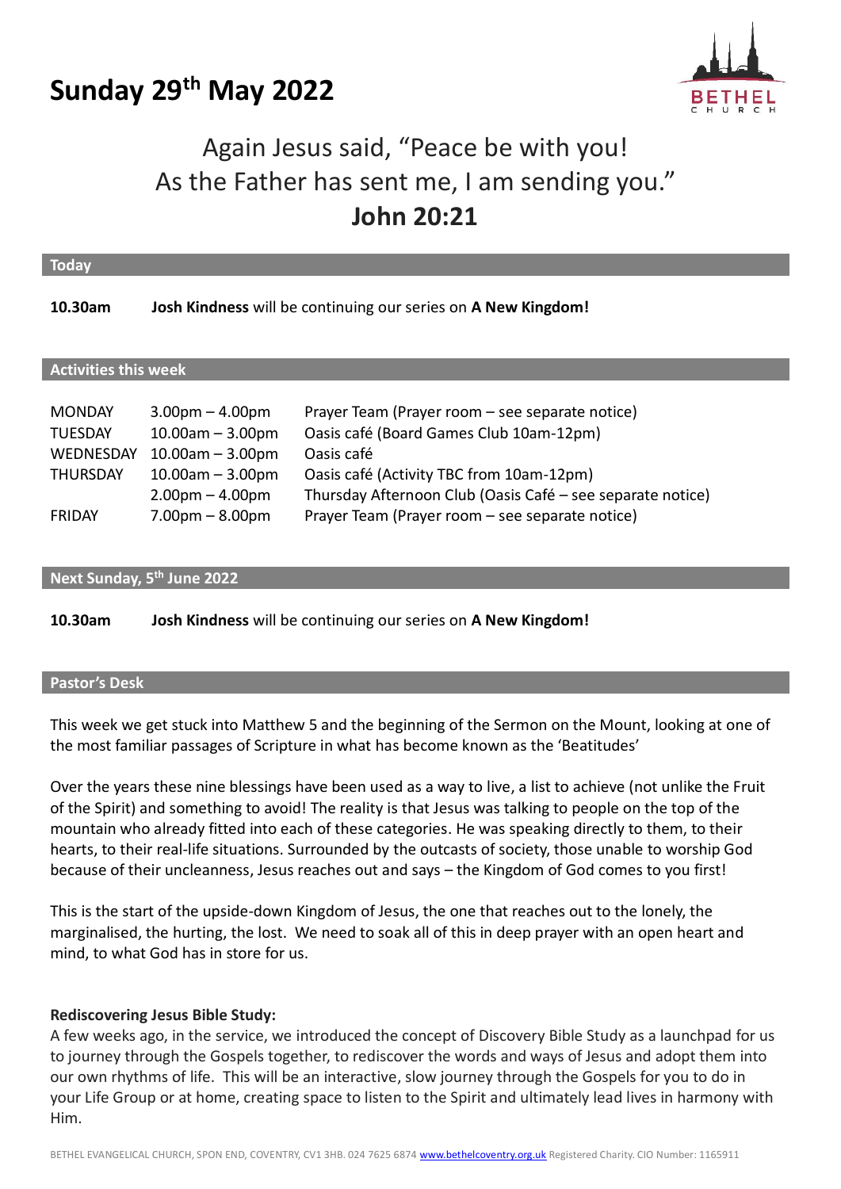# Sunday 29th May 2022

Again Jesus said, "Peace be with you!
As the Father has sent me, I am sending you."
**John 20:21**

## Today

**10.30am** **Josh Kindness** will be continuing our series on **A New Kingdom!**

## Activities this week

| | | |
|---|---|---|
| MONDAY | 3.00pm – 4.00pm | Prayer Team (Prayer room – see separate notice) |
| TUESDAY | 10.00am – 3.00pm | Oasis café (Board Games Club 10am-12pm) |
| WEDNESDAY | 10.00am – 3.00pm | Oasis café |
| THURSDAY | 10.00am – 3.00pm | Oasis café (Activity TBC from 10am-12pm) |
| | 2.00pm – 4.00pm | Thursday Afternoon Club (Oasis Café – see separate notice) |
| FRIDAY | 7.00pm – 8.00pm | Prayer Team (Prayer room – see separate notice) |

## Next Sunday, 5th June 2022

**10.30am** **Josh Kindness** will be continuing our series on **A New Kingdom!**

## Pastor's Desk

This week we get stuck into Matthew 5 and the beginning of the Sermon on the Mount, looking at one of the most familiar passages of Scripture in what has become known as the 'Beatitudes'

Over the years these nine blessings have been used as a way to live, a list to achieve (not unlike the Fruit of the Spirit) and something to avoid! The reality is that Jesus was talking to people on the top of the mountain who already fitted into each of these categories. He was speaking directly to them, to their hearts, to their real-life situations. Surrounded by the outcasts of society, those unable to worship God because of their uncleanness, Jesus reaches out and says – the Kingdom of God comes to you first!

This is the start of the upside-down Kingdom of Jesus, the one that reaches out to the lonely, the marginalised, the hurting, the lost. We need to soak all of this in deep prayer with an open heart and mind, to what God has in store for us.

**Rediscovering Jesus Bible Study:**
A few weeks ago, in the service, we introduced the concept of Discovery Bible Study as a launchpad for us to journey through the Gospels together, to rediscover the words and ways of Jesus and adopt them into our own rhythms of life. This will be an interactive, slow journey through the Gospels for you to do in your Life Group or at home, creating space to listen to the Spirit and ultimately lead lives in harmony with Him.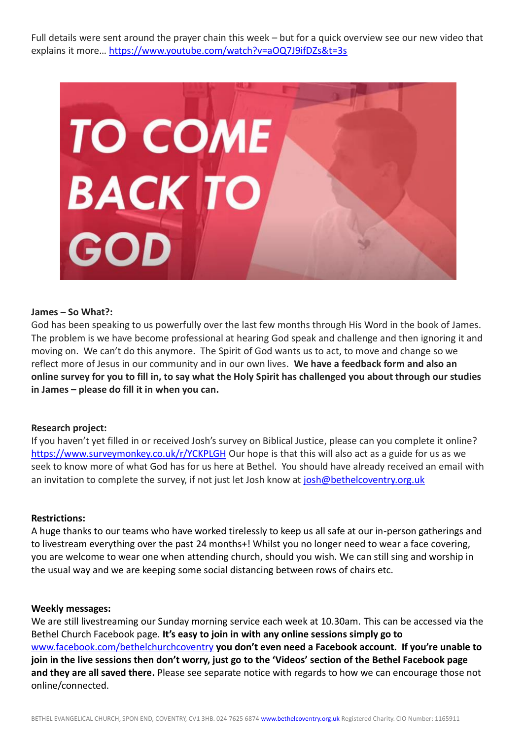Full details were sent around the prayer chain this week – but for a quick overview see our new video that explains it more… https://www.youtube.com/watch?v=aOQ7J9ifDZs&t=3s

**James – So What?:**

God has been speaking to us powerfully over the last few months through His Word in the book of James. The problem is we have become professional at hearing God speak and challenge and then ignoring it and moving on. We can't do this anymore. The Spirit of God wants us to act, to move and change so we reflect more of Jesus in our community and in our own lives. **We have a feedback form and also an online survey for you to fill in, to say what the Holy Spirit has challenged you about through our studies in James – please do fill it in when you can.**

**Research project:**

If you haven't yet filled in or received Josh's survey on Biblical Justice, please can you complete it online? https://www.surveymonkey.co.uk/r/YCKPLGH Our hope is that this will also act as a guide for us as we seek to know more of what God has for us here at Bethel. You should have already received an email with an invitation to complete the survey, if not just let Josh know at josh@bethelcoventry.org.uk

**Restrictions:**

A huge thanks to our teams who have worked tirelessly to keep us all safe at our in-person gatherings and to livestream everything over the past 24 months+! Whilst you no longer need to wear a face covering, you are welcome to wear one when attending church, should you wish. We can still sing and worship in the usual way and we are keeping some social distancing between rows of chairs etc.

**Weekly messages:**

We are still livestreaming our Sunday morning service each week at 10.30am. This can be accessed via the Bethel Church Facebook page. **It's easy to join in with any online sessions simply go to** www.facebook.com/bethelchurchcoventry **you don't even need a Facebook account. If you're unable to join in the live sessions then don't worry, just go to the 'Videos' section of the Bethel Facebook page and they are all saved there.** Please see separate notice with regards to how we can encourage those not online/connected.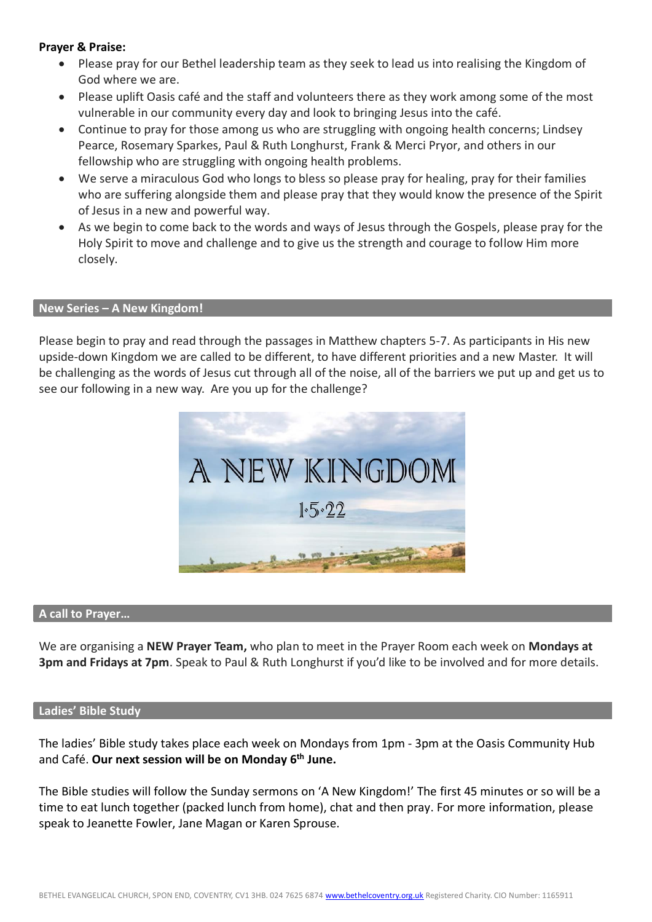**Prayer & Praise:**

- Please pray for our Bethel leadership team as they seek to lead us into realising the Kingdom of God where we are.
- Please uplift Oasis café and the staff and volunteers there as they work among some of the most vulnerable in our community every day and look to bringing Jesus into the café.
- Continue to pray for those among us who are struggling with ongoing health concerns; Lindsey Pearce, Rosemary Sparkes, Paul & Ruth Longhurst, Frank & Merci Pryor, and others in our fellowship who are struggling with ongoing health problems.
- We serve a miraculous God who longs to bless so please pray for healing, pray for their families who are suffering alongside them and please pray that they would know the presence of the Spirit of Jesus in a new and powerful way.
- As we begin to come back to the words and ways of Jesus through the Gospels, please pray for the Holy Spirit to move and challenge and to give us the strength and courage to follow Him more closely.

## New Series – A New Kingdom!

Please begin to pray and read through the passages in Matthew chapters 5-7. As participants in His new upside-down Kingdom we are called to be different, to have different priorities and a new Master. It will be challenging as the words of Jesus cut through all of the noise, all of the barriers we put up and get us to see our following in a new way. Are you up for the challenge?

A NEW KINGDOM

1·5·22

## A call to Prayer…

We are organising a **NEW Prayer Team,** who plan to meet in the Prayer Room each week on **Mondays at 3pm and Fridays at 7pm**. Speak to Paul & Ruth Longhurst if you'd like to be involved and for more details.

## Ladies' Bible Study

The ladies' Bible study takes place each week on Mondays from 1pm - 3pm at the Oasis Community Hub and Café. **Our next session will be on Monday 6th June.**

The Bible studies will follow the Sunday sermons on 'A New Kingdom!' The first 45 minutes or so will be a time to eat lunch together (packed lunch from home), chat and then pray. For more information, please speak to Jeanette Fowler, Jane Magan or Karen Sprouse.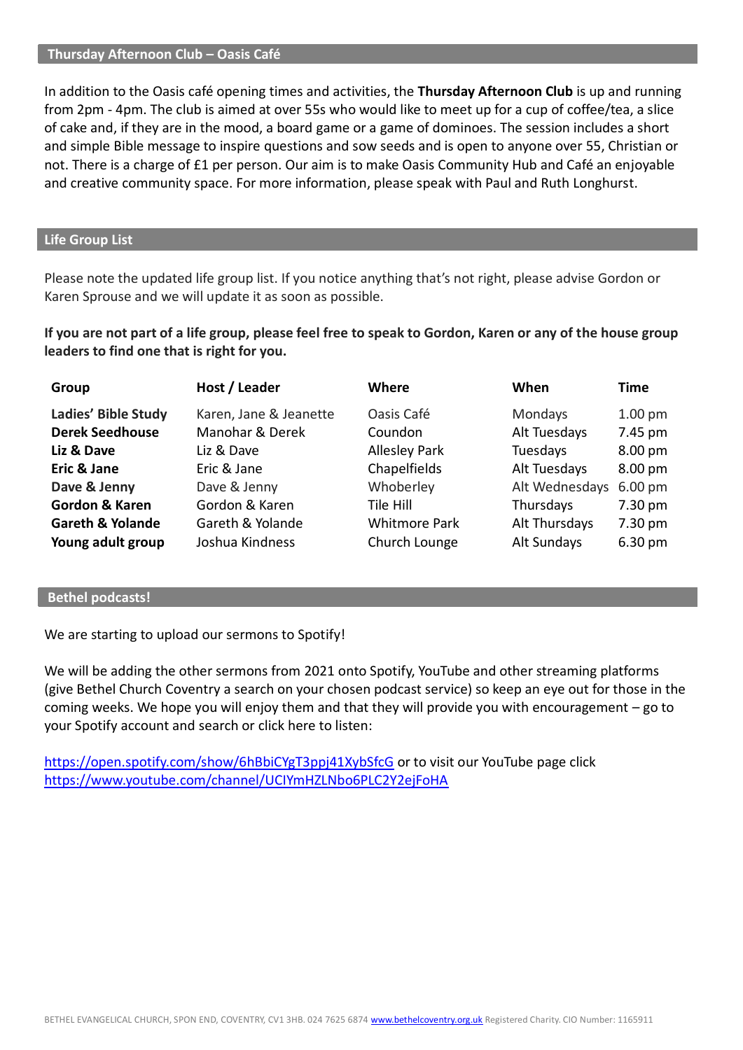## Thursday Afternoon Club – Oasis Café

In addition to the Oasis café opening times and activities, the **Thursday Afternoon Club** is up and running from 2pm - 4pm. The club is aimed at over 55s who would like to meet up for a cup of coffee/tea, a slice of cake and, if they are in the mood, a board game or a game of dominoes. The session includes a short and simple Bible message to inspire questions and sow seeds and is open to anyone over 55, Christian or not. There is a charge of £1 per person. Our aim is to make Oasis Community Hub and Café an enjoyable and creative community space. For more information, please speak with Paul and Ruth Longhurst.

## Life Group List

Please note the updated life group list. If you notice anything that's not right, please advise Gordon or Karen Sprouse and we will update it as soon as possible.

**If you are not part of a life group, please feel free to speak to Gordon, Karen or any of the house group leaders to find one that is right for you.**

| Group | Host / Leader | Where | When | Time |
|---|---|---|---|---|
| **Ladies' Bible Study** | Karen, Jane & Jeanette | Oasis Café | Mondays | 1.00 pm |
| **Derek Seedhouse** | Manohar & Derek | Coundon | Alt Tuesdays | 7.45 pm |
| **Liz & Dave** | Liz & Dave | Allesley Park | Tuesdays | 8.00 pm |
| **Eric & Jane** | Eric & Jane | Chapelfields | Alt Tuesdays | 8.00 pm |
| **Dave & Jenny** | Dave & Jenny | Whoberley | Alt Wednesdays | 6.00 pm |
| **Gordon & Karen** | Gordon & Karen | Tile Hill | Thursdays | 7.30 pm |
| **Gareth & Yolande** | Gareth & Yolande | Whitmore Park | Alt Thursdays | 7.30 pm |
| **Young adult group** | Joshua Kindness | Church Lounge | Alt Sundays | 6.30 pm |

## Bethel podcasts!

We are starting to upload our sermons to Spotify!

We will be adding the other sermons from 2021 onto Spotify, YouTube and other streaming platforms (give Bethel Church Coventry a search on your chosen podcast service) so keep an eye out for those in the coming weeks. We hope you will enjoy them and that they will provide you with encouragement – go to your Spotify account and search or click here to listen:

https://open.spotify.com/show/6hBbiCYgT3ppj41XybSfcG or to visit our YouTube page click https://www.youtube.com/channel/UCIYmHZLNbo6PLC2Y2ejFoHA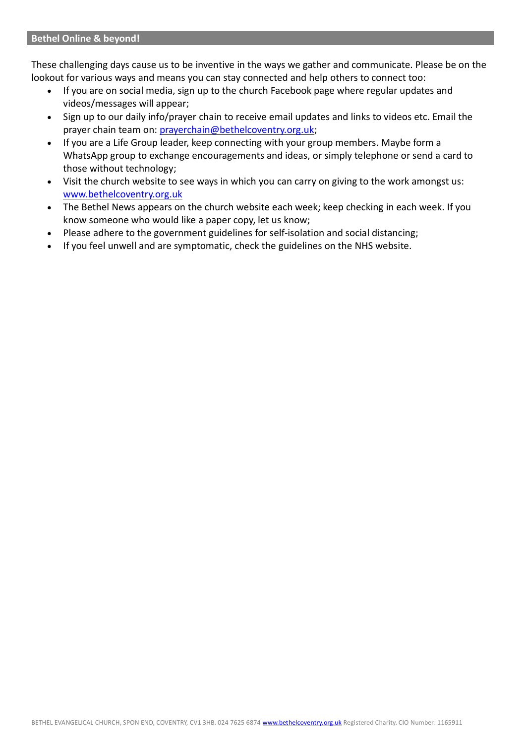## Bethel Online & beyond!

These challenging days cause us to be inventive in the ways we gather and communicate. Please be on the lookout for various ways and means you can stay connected and help others to connect too:

- If you are on social media, sign up to the church Facebook page where regular updates and videos/messages will appear;
- Sign up to our daily info/prayer chain to receive email updates and links to videos etc. Email the prayer chain team on: prayerchain@bethelcoventry.org.uk;
- If you are a Life Group leader, keep connecting with your group members. Maybe form a WhatsApp group to exchange encouragements and ideas, or simply telephone or send a card to those without technology;
- Visit the church website to see ways in which you can carry on giving to the work amongst us: www.bethelcoventry.org.uk
- The Bethel News appears on the church website each week; keep checking in each week. If you know someone who would like a paper copy, let us know;
- Please adhere to the government guidelines for self-isolation and social distancing;
- If you feel unwell and are symptomatic, check the guidelines on the NHS website.